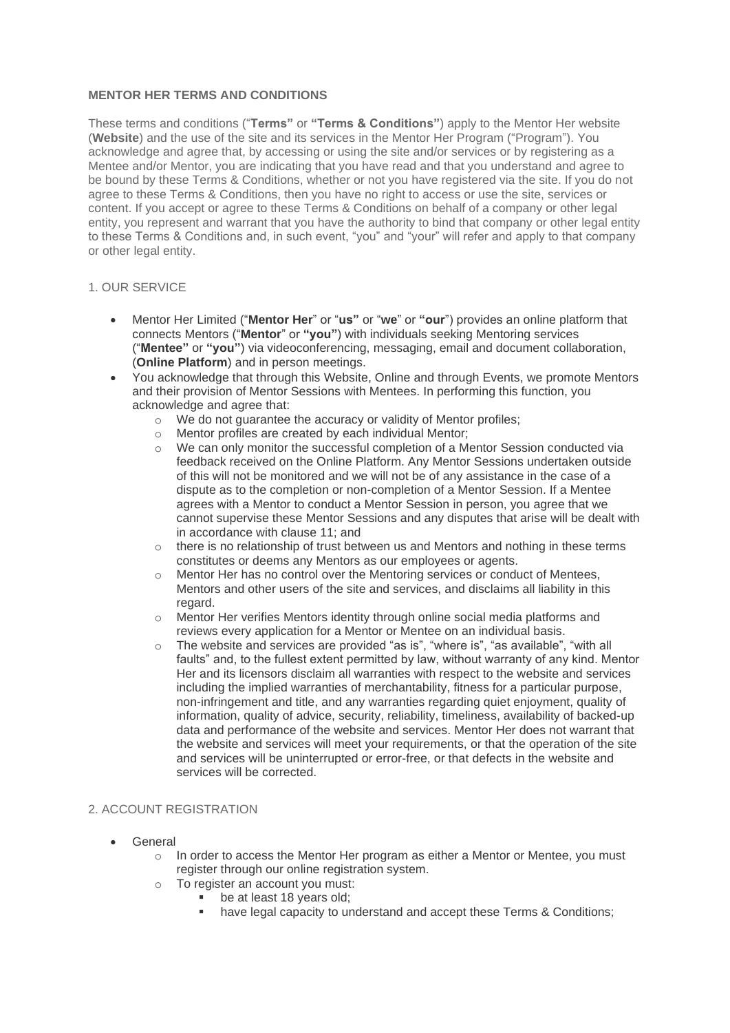**MENTOR HER TERMS AND CONDITIONS**

These terms and conditions ("**Terms"** or **"Terms & Conditions"**) apply to the Mentor Her website (**Website**) and the use of the site and its services in the Mentor Her Program ("Program"). You acknowledge and agree that, by accessing or using the site and/or services or by registering as a Mentee and/or Mentor, you are indicating that you have read and that you understand and agree to be bound by these Terms & Conditions, whether or not you have registered via the site. If you do not agree to these Terms & Conditions, then you have no right to access or use the site, services or content. If you accept or agree to these Terms & Conditions on behalf of a company or other legal entity, you represent and warrant that you have the authority to bind that company or other legal entity to these Terms & Conditions and, in such event, "you" and "your" will refer and apply to that company or other legal entity.

1. OUR SERVICE

- Mentor Her Limited ("**Mentor Her**" or "**us"** or "**we**" or **"our**") provides an online platform that connects Mentors ("**Mentor**" or **"you"**) with individuals seeking Mentoring services ("**Mentee"** or **"you"**) via videoconferencing, messaging, email and document collaboration, (**Online Platform**) and in person meetings.
- You acknowledge that through this Website, Online and through Events, we promote Mentors and their provision of Mentor Sessions with Mentees. In performing this function, you acknowledge and agree that:
  - We do not guarantee the accuracy or validity of Mentor profiles;
  - Mentor profiles are created by each individual Mentor;
  - We can only monitor the successful completion of a Mentor Session conducted via feedback received on the Online Platform. Any Mentor Sessions undertaken outside of this will not be monitored and we will not be of any assistance in the case of a dispute as to the completion or non-completion of a Mentor Session. If a Mentee agrees with a Mentor to conduct a Mentor Session in person, you agree that we cannot supervise these Mentor Sessions and any disputes that arise will be dealt with in accordance with clause 11; and
  - there is no relationship of trust between us and Mentors and nothing in these terms constitutes or deems any Mentors as our employees or agents.
  - Mentor Her has no control over the Mentoring services or conduct of Mentees, Mentors and other users of the site and services, and disclaims all liability in this regard.
  - Mentor Her verifies Mentors identity through online social media platforms and reviews every application for a Mentor or Mentee on an individual basis.
  - The website and services are provided "as is", "where is", "as available", "with all faults" and, to the fullest extent permitted by law, without warranty of any kind. Mentor Her and its licensors disclaim all warranties with respect to the website and services including the implied warranties of merchantability, fitness for a particular purpose, non-infringement and title, and any warranties regarding quiet enjoyment, quality of information, quality of advice, security, reliability, timeliness, availability of backed-up data and performance of the website and services. Mentor Her does not warrant that the website and services will meet your requirements, or that the operation of the site and services will be uninterrupted or error-free, or that defects in the website and services will be corrected.

2. ACCOUNT REGISTRATION

- General
  - In order to access the Mentor Her program as either a Mentor or Mentee, you must register through our online registration system.
  - To register an account you must:
    - be at least 18 years old;
    - have legal capacity to understand and accept these Terms & Conditions;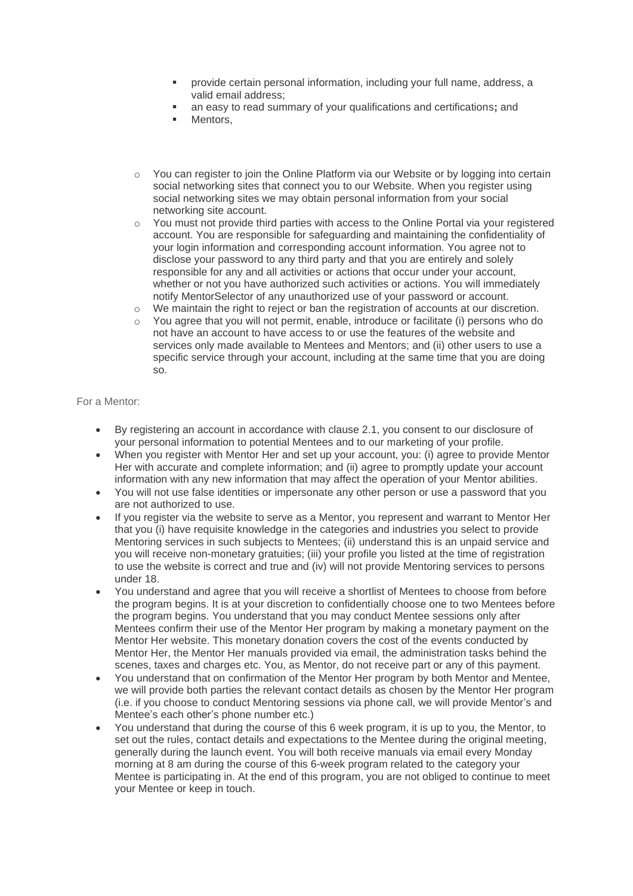- provide certain personal information, including your full name, address, a valid email address;
    - an easy to read summary of your qualifications and certifications**;** and
    - Mentors,

- You can register to join the Online Platform via our Website or by logging into certain social networking sites that connect you to our Website. When you register using social networking sites we may obtain personal information from your social networking site account.
- You must not provide third parties with access to the Online Portal via your registered account. You are responsible for safeguarding and maintaining the confidentiality of your login information and corresponding account information. You agree not to disclose your password to any third party and that you are entirely and solely responsible for any and all activities or actions that occur under your account, whether or not you have authorized such activities or actions. You will immediately notify MentorSelector of any unauthorized use of your password or account.
- We maintain the right to reject or ban the registration of accounts at our discretion.
- You agree that you will not permit, enable, introduce or facilitate (i) persons who do not have an account to have access to or use the features of the website and services only made available to Mentees and Mentors; and (ii) other users to use a specific service through your account, including at the same time that you are doing so.

For a Mentor:

- By registering an account in accordance with clause 2.1, you consent to our disclosure of your personal information to potential Mentees and to our marketing of your profile.
- When you register with Mentor Her and set up your account, you: (i) agree to provide Mentor Her with accurate and complete information; and (ii) agree to promptly update your account information with any new information that may affect the operation of your Mentor abilities.
- You will not use false identities or impersonate any other person or use a password that you are not authorized to use.
- If you register via the website to serve as a Mentor, you represent and warrant to Mentor Her that you (i) have requisite knowledge in the categories and industries you select to provide Mentoring services in such subjects to Mentees; (ii) understand this is an unpaid service and you will receive non-monetary gratuities; (iii) your profile you listed at the time of registration to use the website is correct and true and (iv) will not provide Mentoring services to persons under 18.
- You understand and agree that you will receive a shortlist of Mentees to choose from before the program begins. It is at your discretion to confidentially choose one to two Mentees before the program begins. You understand that you may conduct Mentee sessions only after Mentees confirm their use of the Mentor Her program by making a monetary payment on the Mentor Her website. This monetary donation covers the cost of the events conducted by Mentor Her, the Mentor Her manuals provided via email, the administration tasks behind the scenes, taxes and charges etc. You, as Mentor, do not receive part or any of this payment.
- You understand that on confirmation of the Mentor Her program by both Mentor and Mentee, we will provide both parties the relevant contact details as chosen by the Mentor Her program (i.e. if you choose to conduct Mentoring sessions via phone call, we will provide Mentor's and Mentee's each other's phone number etc.)
- You understand that during the course of this 6 week program, it is up to you, the Mentor, to set out the rules, contact details and expectations to the Mentee during the original meeting, generally during the launch event. You will both receive manuals via email every Monday morning at 8 am during the course of this 6-week program related to the category your Mentee is participating in. At the end of this program, you are not obliged to continue to meet your Mentee or keep in touch.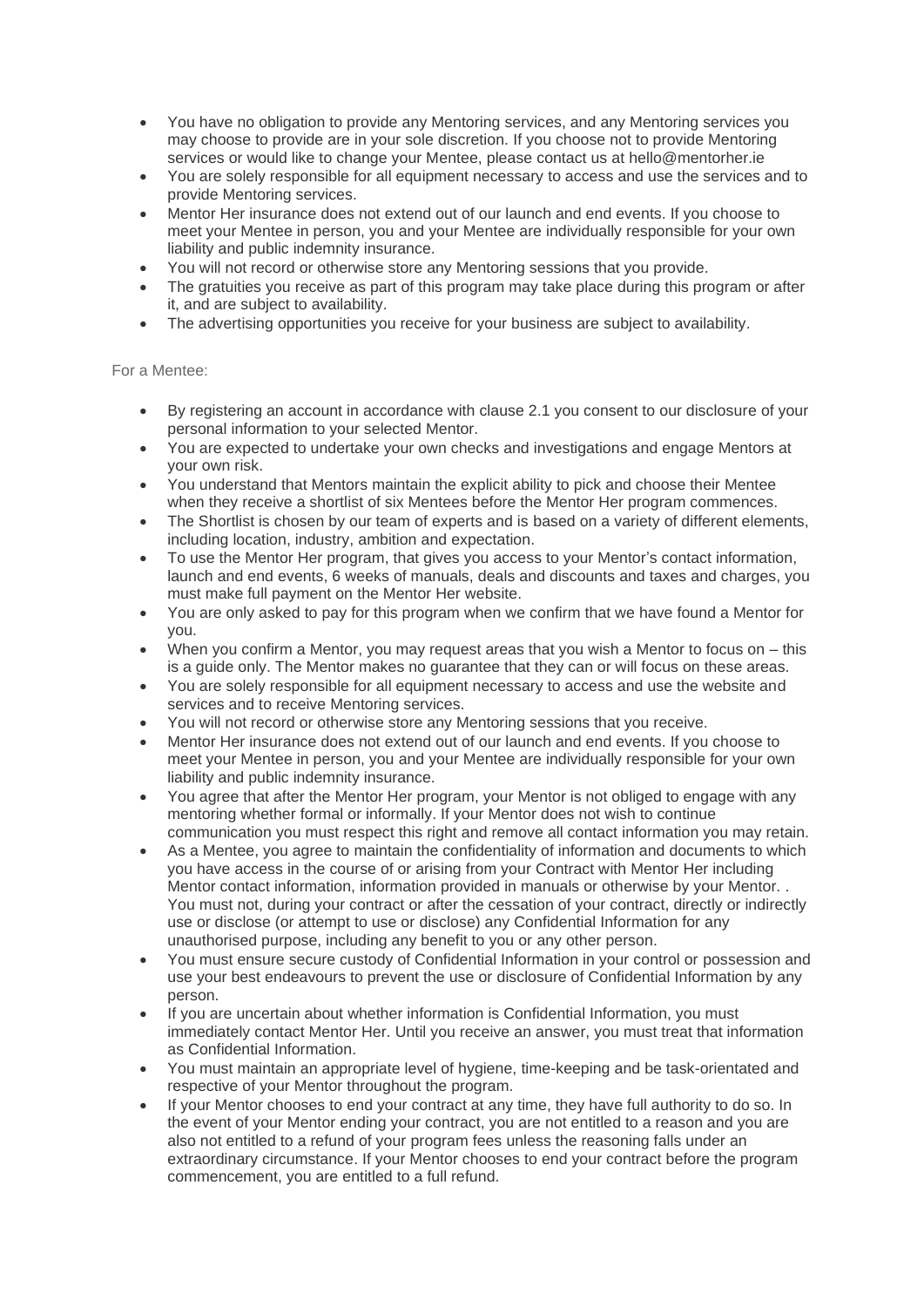- You have no obligation to provide any Mentoring services, and any Mentoring services you may choose to provide are in your sole discretion. If you choose not to provide Mentoring services or would like to change your Mentee, please contact us at hello@mentorher.ie
- You are solely responsible for all equipment necessary to access and use the services and to provide Mentoring services.
- Mentor Her insurance does not extend out of our launch and end events. If you choose to meet your Mentee in person, you and your Mentee are individually responsible for your own liability and public indemnity insurance.
- You will not record or otherwise store any Mentoring sessions that you provide.
- The gratuities you receive as part of this program may take place during this program or after it, and are subject to availability.
- The advertising opportunities you receive for your business are subject to availability.

For a Mentee:

- By registering an account in accordance with clause 2.1 you consent to our disclosure of your personal information to your selected Mentor.
- You are expected to undertake your own checks and investigations and engage Mentors at your own risk.
- You understand that Mentors maintain the explicit ability to pick and choose their Mentee when they receive a shortlist of six Mentees before the Mentor Her program commences.
- The Shortlist is chosen by our team of experts and is based on a variety of different elements, including location, industry, ambition and expectation.
- To use the Mentor Her program, that gives you access to your Mentor's contact information, launch and end events, 6 weeks of manuals, deals and discounts and taxes and charges, you must make full payment on the Mentor Her website.
- You are only asked to pay for this program when we confirm that we have found a Mentor for you.
- When you confirm a Mentor, you may request areas that you wish a Mentor to focus on – this is a guide only. The Mentor makes no guarantee that they can or will focus on these areas.
- You are solely responsible for all equipment necessary to access and use the website and services and to receive Mentoring services.
- You will not record or otherwise store any Mentoring sessions that you receive.
- Mentor Her insurance does not extend out of our launch and end events. If you choose to meet your Mentee in person, you and your Mentee are individually responsible for your own liability and public indemnity insurance.
- You agree that after the Mentor Her program, your Mentor is not obliged to engage with any mentoring whether formal or informally. If your Mentor does not wish to continue communication you must respect this right and remove all contact information you may retain.
- As a Mentee, you agree to maintain the confidentiality of information and documents to which you have access in the course of or arising from your Contract with Mentor Her including Mentor contact information, information provided in manuals or otherwise by your Mentor. . You must not, during your contract or after the cessation of your contract, directly or indirectly use or disclose (or attempt to use or disclose) any Confidential Information for any unauthorised purpose, including any benefit to you or any other person.
- You must ensure secure custody of Confidential Information in your control or possession and use your best endeavours to prevent the use or disclosure of Confidential Information by any person.
- If you are uncertain about whether information is Confidential Information, you must immediately contact Mentor Her. Until you receive an answer, you must treat that information as Confidential Information.
- You must maintain an appropriate level of hygiene, time-keeping and be task-orientated and respective of your Mentor throughout the program.
- If your Mentor chooses to end your contract at any time, they have full authority to do so. In the event of your Mentor ending your contract, you are not entitled to a reason and you are also not entitled to a refund of your program fees unless the reasoning falls under an extraordinary circumstance. If your Mentor chooses to end your contract before the program commencement, you are entitled to a full refund.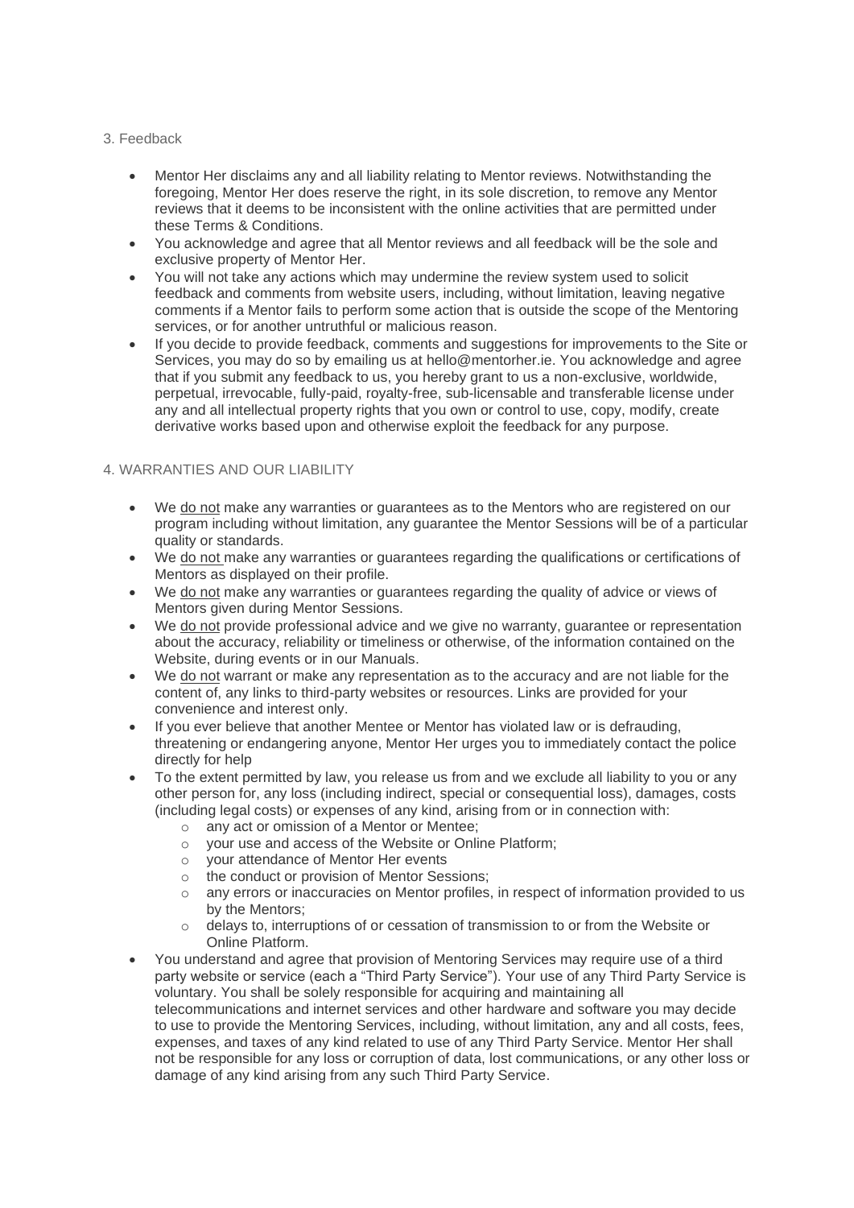## 3. Feedback

- Mentor Her disclaims any and all liability relating to Mentor reviews. Notwithstanding the foregoing, Mentor Her does reserve the right, in its sole discretion, to remove any Mentor reviews that it deems to be inconsistent with the online activities that are permitted under these Terms & Conditions.
- You acknowledge and agree that all Mentor reviews and all feedback will be the sole and exclusive property of Mentor Her.
- You will not take any actions which may undermine the review system used to solicit feedback and comments from website users, including, without limitation, leaving negative comments if a Mentor fails to perform some action that is outside the scope of the Mentoring services, or for another untruthful or malicious reason.
- If you decide to provide feedback, comments and suggestions for improvements to the Site or Services, you may do so by emailing us at hello@mentorher.ie. You acknowledge and agree that if you submit any feedback to us, you hereby grant to us a non-exclusive, worldwide, perpetual, irrevocable, fully-paid, royalty-free, sub-licensable and transferable license under any and all intellectual property rights that you own or control to use, copy, modify, create derivative works based upon and otherwise exploit the feedback for any purpose.

## 4. WARRANTIES AND OUR LIABILITY

- We <u>do not</u> make any warranties or guarantees as to the Mentors who are registered on our program including without limitation, any guarantee the Mentor Sessions will be of a particular quality or standards.
- We <u>do not</u> make any warranties or guarantees regarding the qualifications or certifications of Mentors as displayed on their profile.
- We <u>do not</u> make any warranties or guarantees regarding the quality of advice or views of Mentors given during Mentor Sessions.
- We <u>do not</u> provide professional advice and we give no warranty, guarantee or representation about the accuracy, reliability or timeliness or otherwise, of the information contained on the Website, during events or in our Manuals.
- We <u>do not</u> warrant or make any representation as to the accuracy and are not liable for the content of, any links to third-party websites or resources. Links are provided for your convenience and interest only.
- If you ever believe that another Mentee or Mentor has violated law or is defrauding, threatening or endangering anyone, Mentor Her urges you to immediately contact the police directly for help
- To the extent permitted by law, you release us from and we exclude all liability to you or any other person for, any loss (including indirect, special or consequential loss), damages, costs (including legal costs) or expenses of any kind, arising from or in connection with:
  - any act or omission of a Mentor or Mentee;
  - your use and access of the Website or Online Platform;
  - your attendance of Mentor Her events
  - the conduct or provision of Mentor Sessions;
  - any errors or inaccuracies on Mentor profiles, in respect of information provided to us by the Mentors;
  - delays to, interruptions of or cessation of transmission to or from the Website or Online Platform.
- You understand and agree that provision of Mentoring Services may require use of a third party website or service (each a "Third Party Service"). Your use of any Third Party Service is voluntary. You shall be solely responsible for acquiring and maintaining all telecommunications and internet services and other hardware and software you may decide to use to provide the Mentoring Services, including, without limitation, any and all costs, fees, expenses, and taxes of any kind related to use of any Third Party Service. Mentor Her shall not be responsible for any loss or corruption of data, lost communications, or any other loss or damage of any kind arising from any such Third Party Service.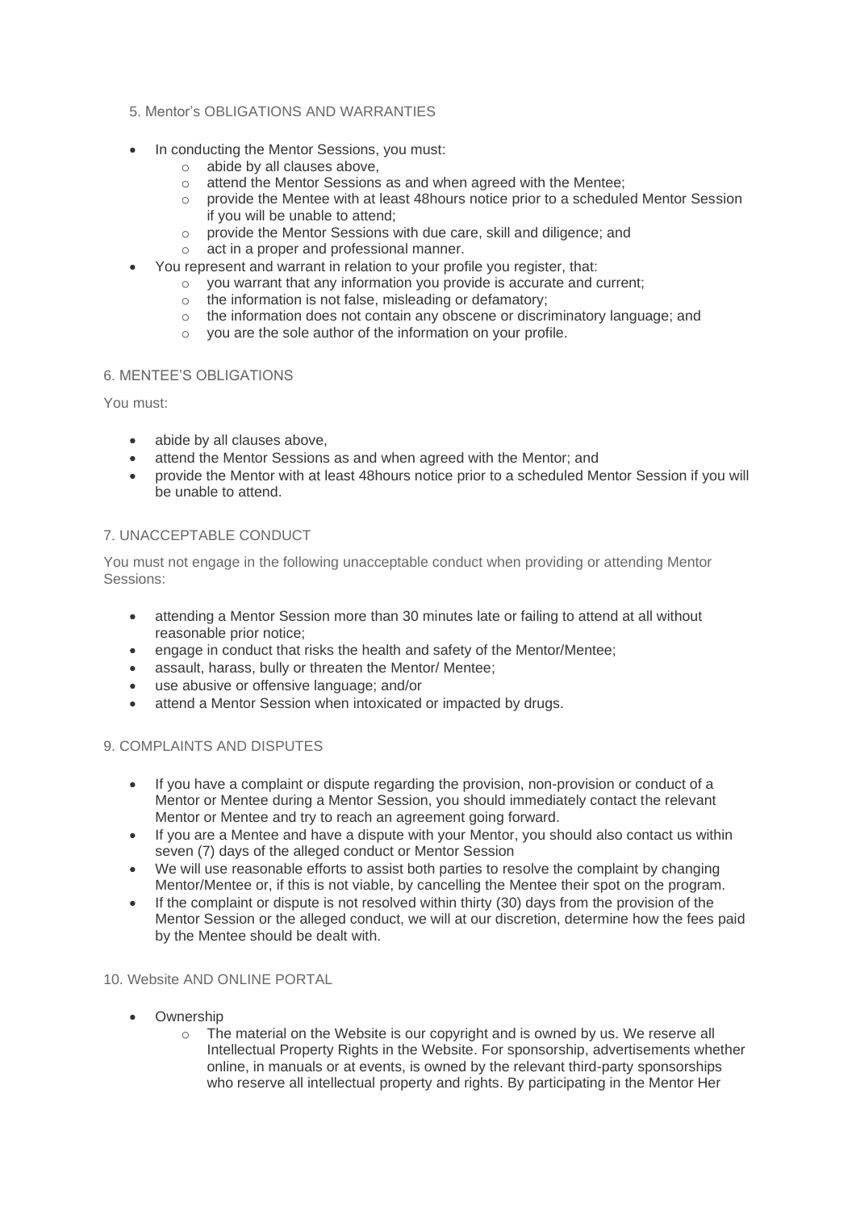## 5. Mentor's OBLIGATIONS AND WARRANTIES

- In conducting the Mentor Sessions, you must:
  - abide by all clauses above,
  - attend the Mentor Sessions as and when agreed with the Mentee;
  - provide the Mentee with at least 48hours notice prior to a scheduled Mentor Session if you will be unable to attend;
  - provide the Mentor Sessions with due care, skill and diligence; and
  - act in a proper and professional manner.
- You represent and warrant in relation to your profile you register, that:
  - you warrant that any information you provide is accurate and current;
  - the information is not false, misleading or defamatory;
  - the information does not contain any obscene or discriminatory language; and
  - you are the sole author of the information on your profile.

## 6. MENTEE'S OBLIGATIONS

You must:

- abide by all clauses above,
- attend the Mentor Sessions as and when agreed with the Mentor; and
- provide the Mentor with at least 48hours notice prior to a scheduled Mentor Session if you will be unable to attend.

## 7. UNACCEPTABLE CONDUCT

You must not engage in the following unacceptable conduct when providing or attending Mentor Sessions:

- attending a Mentor Session more than 30 minutes late or failing to attend at all without reasonable prior notice;
- engage in conduct that risks the health and safety of the Mentor/Mentee;
- assault, harass, bully or threaten the Mentor/ Mentee;
- use abusive or offensive language; and/or
- attend a Mentor Session when intoxicated or impacted by drugs.

## 9. COMPLAINTS AND DISPUTES

- If you have a complaint or dispute regarding the provision, non-provision or conduct of a Mentor or Mentee during a Mentor Session, you should immediately contact the relevant Mentor or Mentee and try to reach an agreement going forward.
- If you are a Mentee and have a dispute with your Mentor, you should also contact us within seven (7) days of the alleged conduct or Mentor Session
- We will use reasonable efforts to assist both parties to resolve the complaint by changing Mentor/Mentee or, if this is not viable, by cancelling the Mentee their spot on the program.
- If the complaint or dispute is not resolved within thirty (30) days from the provision of the Mentor Session or the alleged conduct, we will at our discretion, determine how the fees paid by the Mentee should be dealt with.

## 10. Website AND ONLINE PORTAL

- Ownership
  - The material on the Website is our copyright and is owned by us. We reserve all Intellectual Property Rights in the Website. For sponsorship, advertisements whether online, in manuals or at events, is owned by the relevant third-party sponsorships who reserve all intellectual property and rights. By participating in the Mentor Her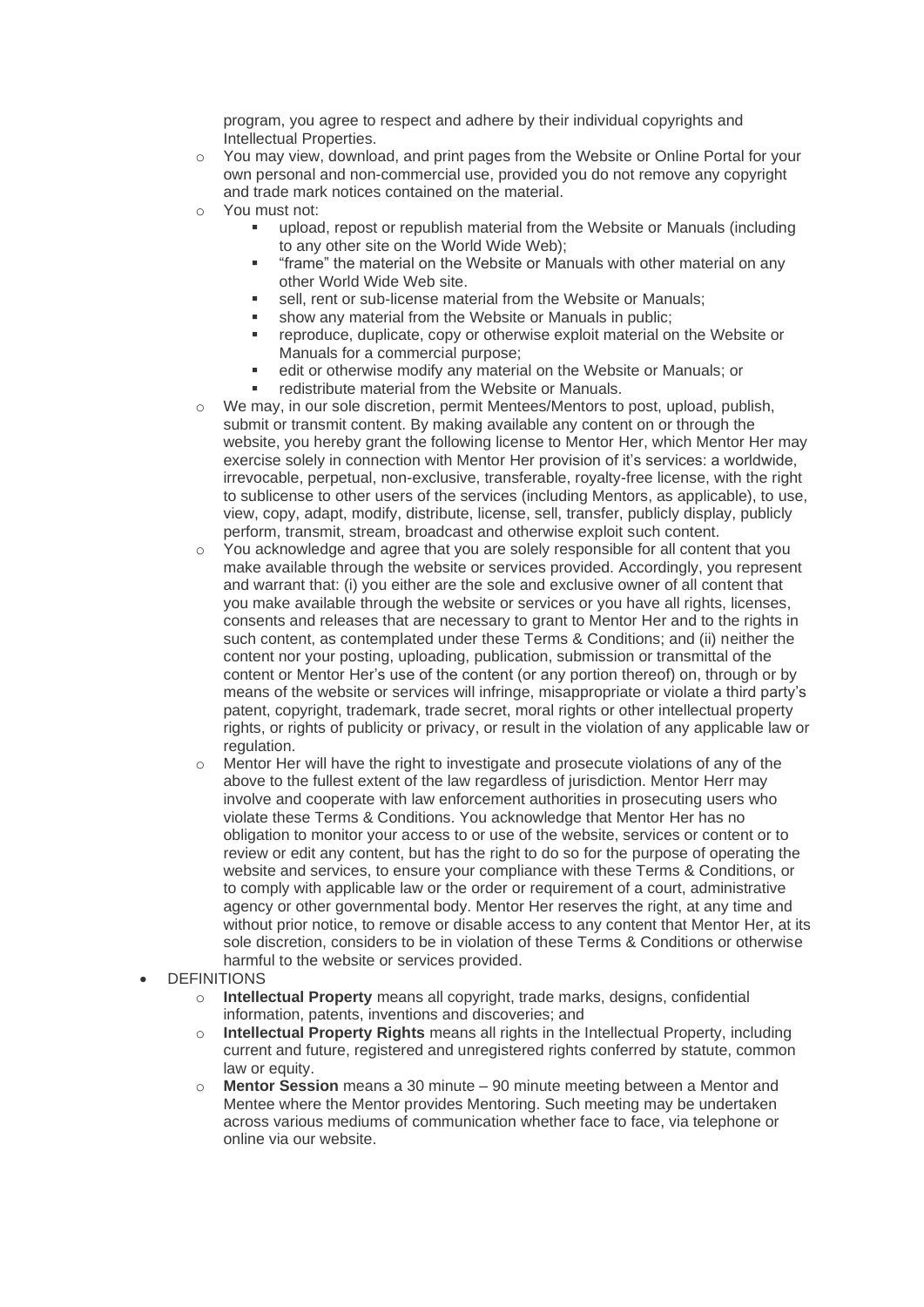program, you agree to respect and adhere by their individual copyrights and Intellectual Properties.

- You may view, download, and print pages from the Website or Online Portal for your own personal and non-commercial use, provided you do not remove any copyright and trade mark notices contained on the material.
- You must not:
  - upload, repost or republish material from the Website or Manuals (including to any other site on the World Wide Web);
  - "frame" the material on the Website or Manuals with other material on any other World Wide Web site.
  - sell, rent or sub-license material from the Website or Manuals;
  - show any material from the Website or Manuals in public;
  - reproduce, duplicate, copy or otherwise exploit material on the Website or Manuals for a commercial purpose;
  - edit or otherwise modify any material on the Website or Manuals; or
  - redistribute material from the Website or Manuals.
- We may, in our sole discretion, permit Mentees/Mentors to post, upload, publish, submit or transmit content. By making available any content on or through the website, you hereby grant the following license to Mentor Her, which Mentor Her may exercise solely in connection with Mentor Her provision of it's services: a worldwide, irrevocable, perpetual, non-exclusive, transferable, royalty-free license, with the right to sublicense to other users of the services (including Mentors, as applicable), to use, view, copy, adapt, modify, distribute, license, sell, transfer, publicly display, publicly perform, transmit, stream, broadcast and otherwise exploit such content.
- You acknowledge and agree that you are solely responsible for all content that you make available through the website or services provided. Accordingly, you represent and warrant that: (i) you either are the sole and exclusive owner of all content that you make available through the website or services or you have all rights, licenses, consents and releases that are necessary to grant to Mentor Her and to the rights in such content, as contemplated under these Terms & Conditions; and (ii) neither the content nor your posting, uploading, publication, submission or transmittal of the content or Mentor Her's use of the content (or any portion thereof) on, through or by means of the website or services will infringe, misappropriate or violate a third party's patent, copyright, trademark, trade secret, moral rights or other intellectual property rights, or rights of publicity or privacy, or result in the violation of any applicable law or regulation.
- Mentor Her will have the right to investigate and prosecute violations of any of the above to the fullest extent of the law regardless of jurisdiction. Mentor Herr may involve and cooperate with law enforcement authorities in prosecuting users who violate these Terms & Conditions. You acknowledge that Mentor Her has no obligation to monitor your access to or use of the website, services or content or to review or edit any content, but has the right to do so for the purpose of operating the website and services, to ensure your compliance with these Terms & Conditions, or to comply with applicable law or the order or requirement of a court, administrative agency or other governmental body. Mentor Her reserves the right, at any time and without prior notice, to remove or disable access to any content that Mentor Her, at its sole discretion, considers to be in violation of these Terms & Conditions or otherwise harmful to the website or services provided.

- DEFINITIONS
  - **Intellectual Property** means all copyright, trade marks, designs, confidential information, patents, inventions and discoveries; and
  - **Intellectual Property Rights** means all rights in the Intellectual Property, including current and future, registered and unregistered rights conferred by statute, common law or equity.
  - **Mentor Session** means a 30 minute – 90 minute meeting between a Mentor and Mentee where the Mentor provides Mentoring. Such meeting may be undertaken across various mediums of communication whether face to face, via telephone or online via our website.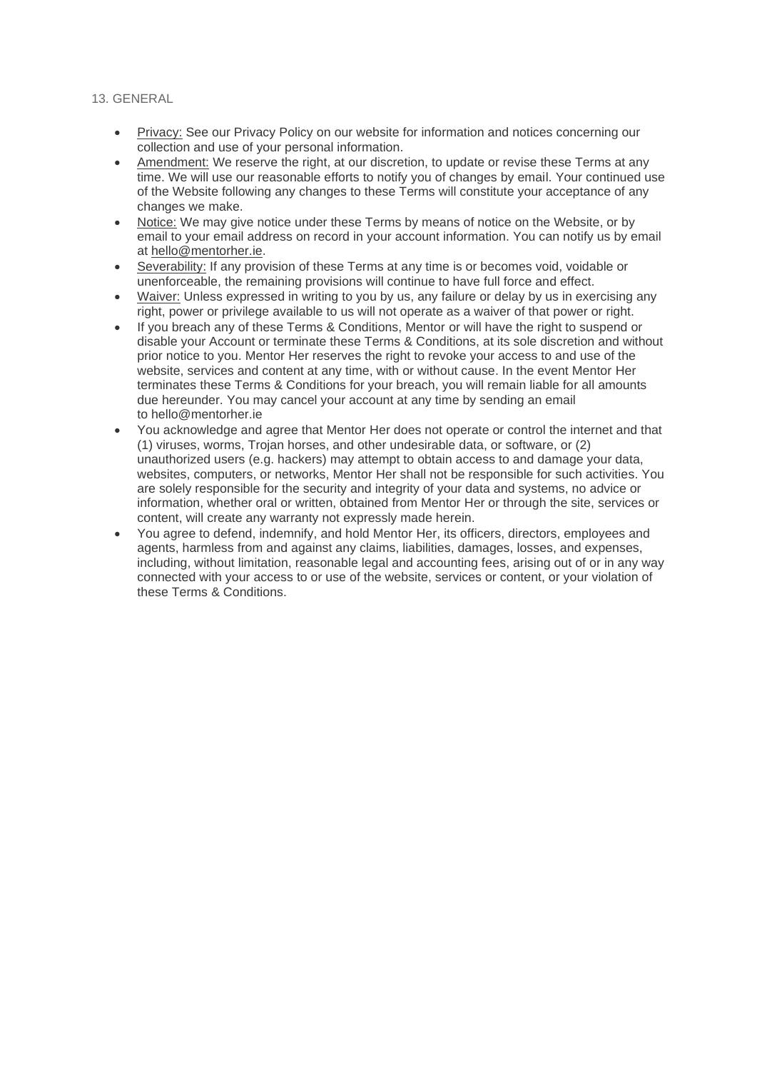13. GENERAL

- Privacy: See our Privacy Policy on our website for information and notices concerning our collection and use of your personal information.
- Amendment: We reserve the right, at our discretion, to update or revise these Terms at any time. We will use our reasonable efforts to notify you of changes by email. Your continued use of the Website following any changes to these Terms will constitute your acceptance of any changes we make.
- Notice: We may give notice under these Terms by means of notice on the Website, or by email to your email address on record in your account information. You can notify us by email at hello@mentorher.ie.
- Severability: If any provision of these Terms at any time is or becomes void, voidable or unenforceable, the remaining provisions will continue to have full force and effect.
- Waiver: Unless expressed in writing to you by us, any failure or delay by us in exercising any right, power or privilege available to us will not operate as a waiver of that power or right.
- If you breach any of these Terms & Conditions, Mentor or will have the right to suspend or disable your Account or terminate these Terms & Conditions, at its sole discretion and without prior notice to you. Mentor Her reserves the right to revoke your access to and use of the website, services and content at any time, with or without cause. In the event Mentor Her terminates these Terms & Conditions for your breach, you will remain liable for all amounts due hereunder. You may cancel your account at any time by sending an email to hello@mentorher.ie
- You acknowledge and agree that Mentor Her does not operate or control the internet and that (1) viruses, worms, Trojan horses, and other undesirable data, or software, or (2) unauthorized users (e.g. hackers) may attempt to obtain access to and damage your data, websites, computers, or networks, Mentor Her shall not be responsible for such activities. You are solely responsible for the security and integrity of your data and systems, no advice or information, whether oral or written, obtained from Mentor Her or through the site, services or content, will create any warranty not expressly made herein.
- You agree to defend, indemnify, and hold Mentor Her, its officers, directors, employees and agents, harmless from and against any claims, liabilities, damages, losses, and expenses, including, without limitation, reasonable legal and accounting fees, arising out of or in any way connected with your access to or use of the website, services or content, or your violation of these Terms & Conditions.